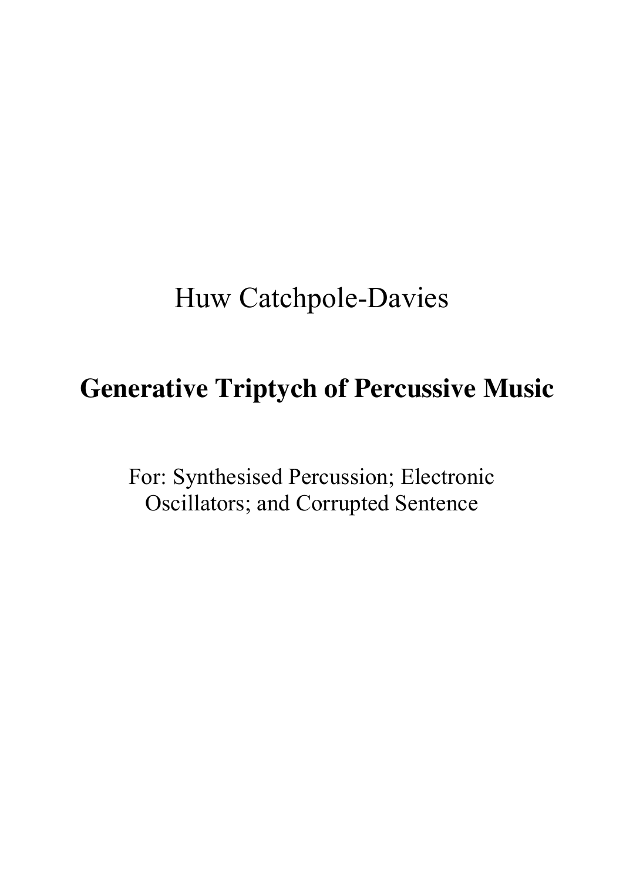Huw Catchpole-Davies

# Generative Triptych of Percussive Music

For: Synthesised Percussion; Electronic Oscillators; and Corrupted Sentence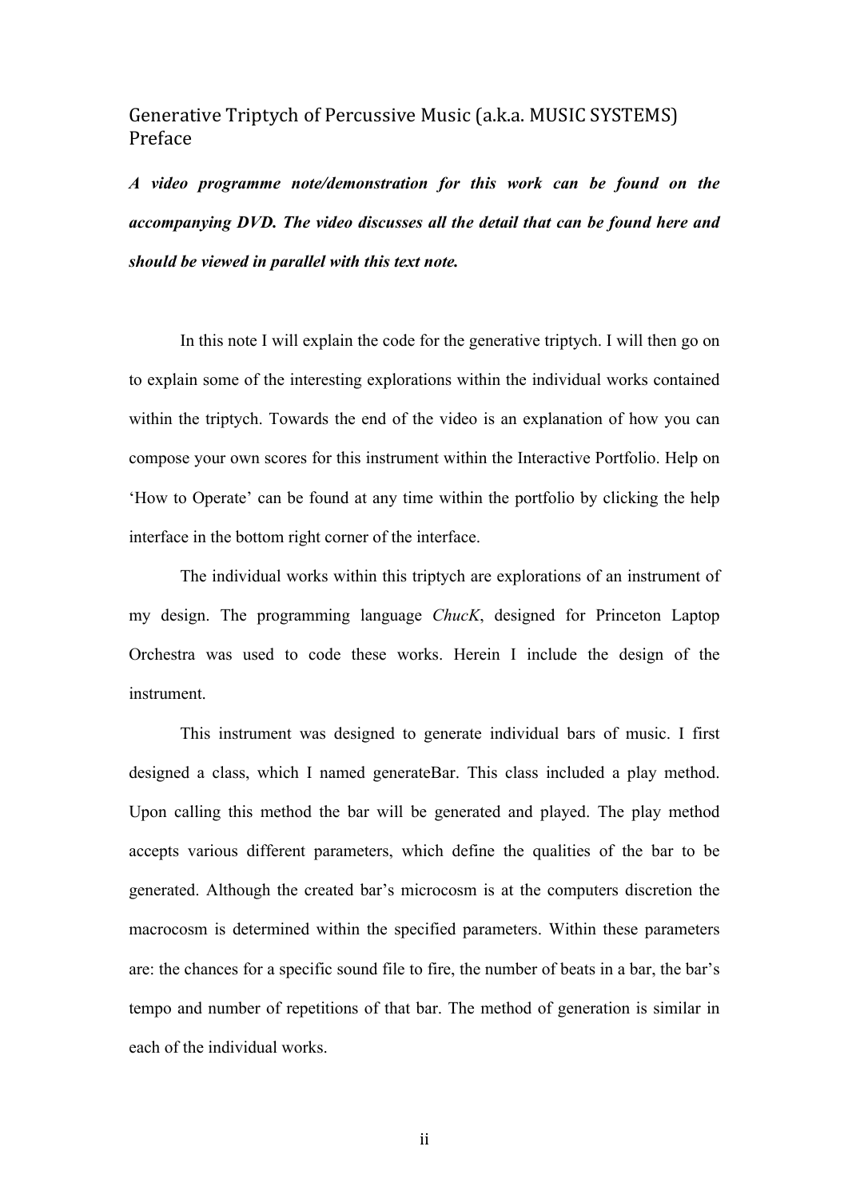## Generative Triptych of Percussive Music (a.k.a. MUSIC SYSTEMS) Preface

***A video programme note/demonstration for this work can be found on the accompanying DVD. The video discusses all the detail that can be found here and should be viewed in parallel with this text note.***

In this note I will explain the code for the generative triptych. I will then go on to explain some of the interesting explorations within the individual works contained within the triptych. Towards the end of the video is an explanation of how you can compose your own scores for this instrument within the Interactive Portfolio. Help on 'How to Operate' can be found at any time within the portfolio by clicking the help interface in the bottom right corner of the interface.

The individual works within this triptych are explorations of an instrument of my design. The programming language *ChucK*, designed for Princeton Laptop Orchestra was used to code these works. Herein I include the design of the instrument.

This instrument was designed to generate individual bars of music. I first designed a class, which I named generateBar. This class included a play method. Upon calling this method the bar will be generated and played. The play method accepts various different parameters, which define the qualities of the bar to be generated. Although the created bar's microcosm is at the computers discretion the macrocosm is determined within the specified parameters. Within these parameters are: the chances for a specific sound file to fire, the number of beats in a bar, the bar's tempo and number of repetitions of that bar. The method of generation is similar in each of the individual works.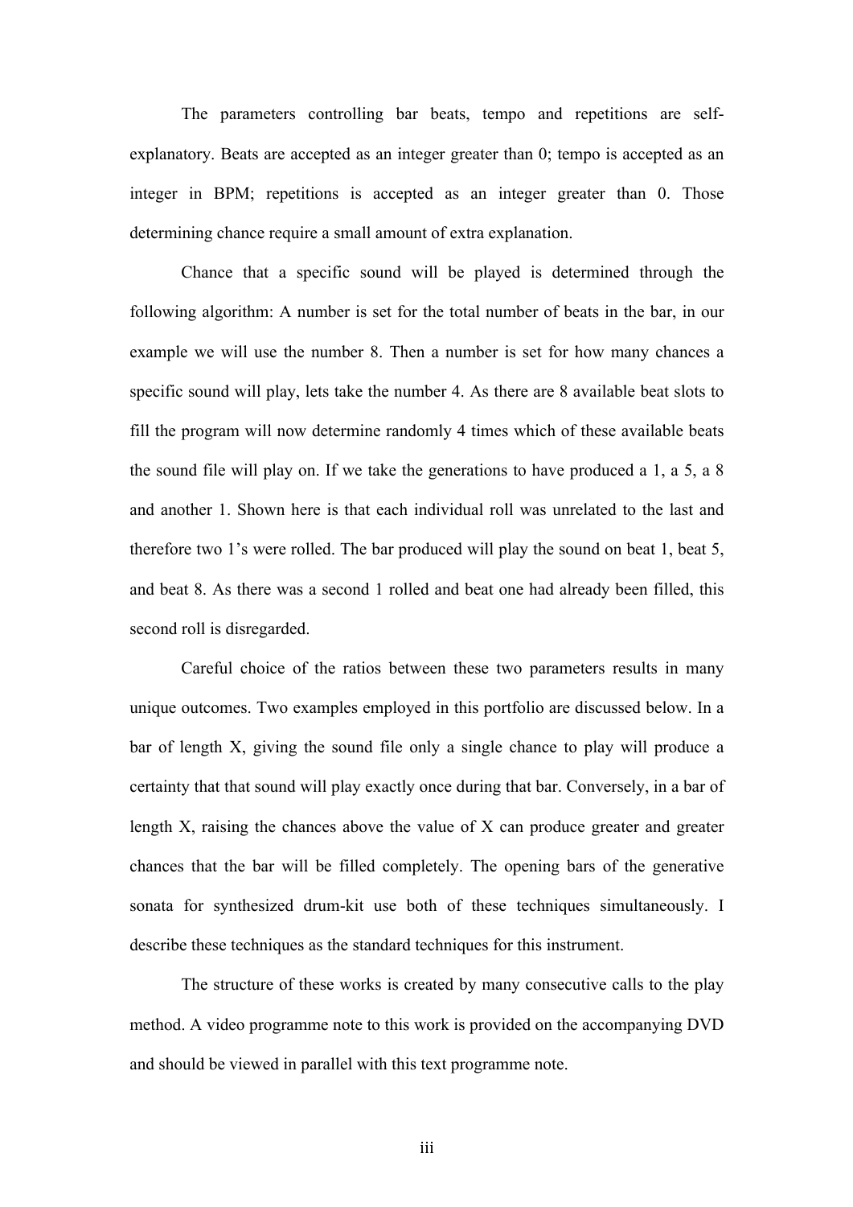The parameters controlling bar beats, tempo and repetitions are self-explanatory. Beats are accepted as an integer greater than 0; tempo is accepted as an integer in BPM; repetitions is accepted as an integer greater than 0. Those determining chance require a small amount of extra explanation.

Chance that a specific sound will be played is determined through the following algorithm: A number is set for the total number of beats in the bar, in our example we will use the number 8. Then a number is set for how many chances a specific sound will play, lets take the number 4. As there are 8 available beat slots to fill the program will now determine randomly 4 times which of these available beats the sound file will play on. If we take the generations to have produced a 1, a 5, a 8 and another 1. Shown here is that each individual roll was unrelated to the last and therefore two 1's were rolled. The bar produced will play the sound on beat 1, beat 5, and beat 8. As there was a second 1 rolled and beat one had already been filled, this second roll is disregarded.

Careful choice of the ratios between these two parameters results in many unique outcomes. Two examples employed in this portfolio are discussed below. In a bar of length X, giving the sound file only a single chance to play will produce a certainty that that sound will play exactly once during that bar. Conversely, in a bar of length X, raising the chances above the value of X can produce greater and greater chances that the bar will be filled completely. The opening bars of the generative sonata for synthesized drum-kit use both of these techniques simultaneously. I describe these techniques as the standard techniques for this instrument.

The structure of these works is created by many consecutive calls to the play method. A video programme note to this work is provided on the accompanying DVD and should be viewed in parallel with this text programme note.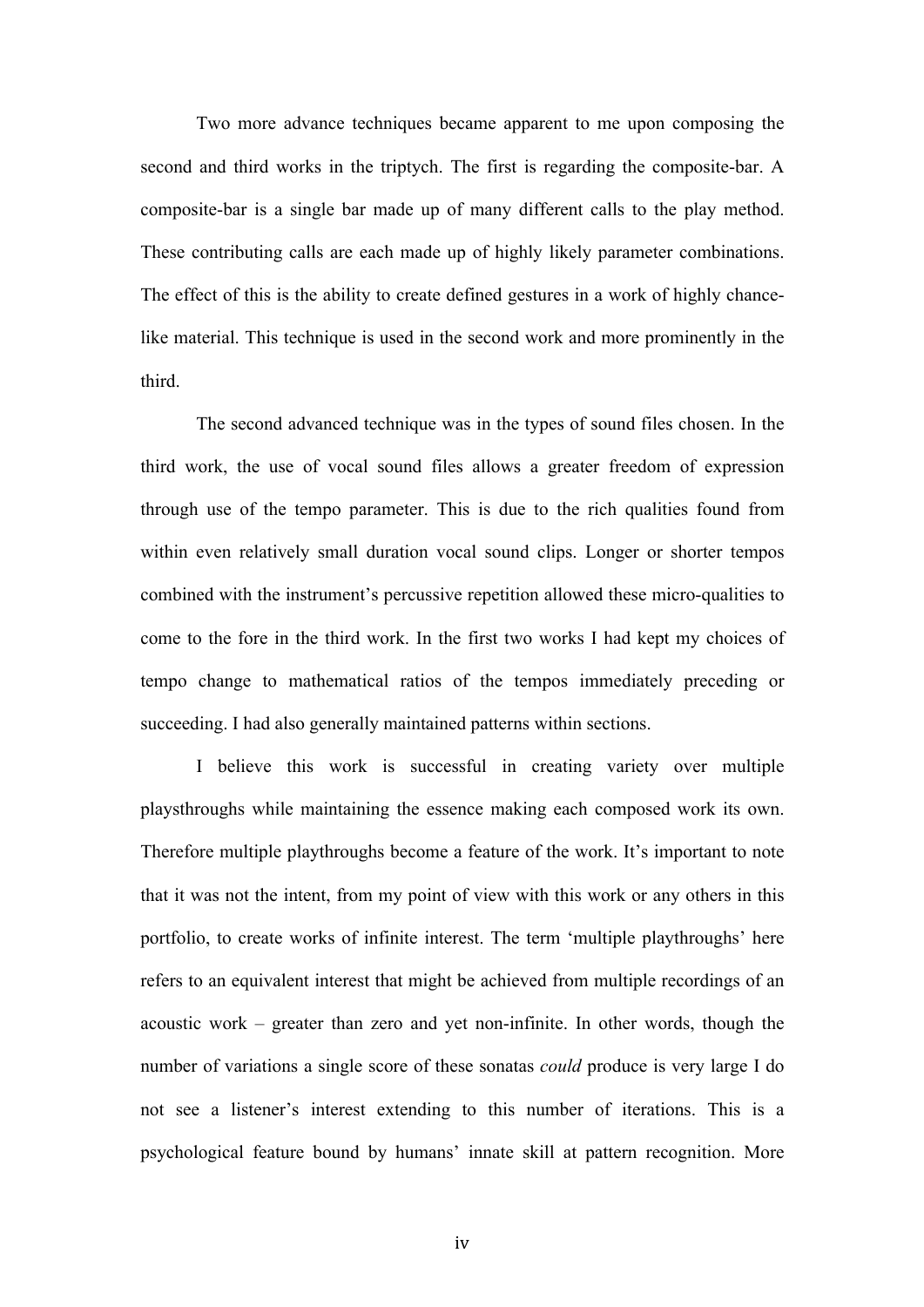Two more advance techniques became apparent to me upon composing the second and third works in the triptych. The first is regarding the composite-bar. A composite-bar is a single bar made up of many different calls to the play method. These contributing calls are each made up of highly likely parameter combinations. The effect of this is the ability to create defined gestures in a work of highly chance-like material. This technique is used in the second work and more prominently in the third.

The second advanced technique was in the types of sound files chosen. In the third work, the use of vocal sound files allows a greater freedom of expression through use of the tempo parameter. This is due to the rich qualities found from within even relatively small duration vocal sound clips. Longer or shorter tempos combined with the instrument's percussive repetition allowed these micro-qualities to come to the fore in the third work. In the first two works I had kept my choices of tempo change to mathematical ratios of the tempos immediately preceding or succeeding. I had also generally maintained patterns within sections.

I believe this work is successful in creating variety over multiple playsthroughs while maintaining the essence making each composed work its own. Therefore multiple playthroughs become a feature of the work. It's important to note that it was not the intent, from my point of view with this work or any others in this portfolio, to create works of infinite interest. The term 'multiple playthroughs' here refers to an equivalent interest that might be achieved from multiple recordings of an acoustic work – greater than zero and yet non-infinite. In other words, though the number of variations a single score of these sonatas *could* produce is very large I do not see a listener's interest extending to this number of iterations. This is a psychological feature bound by humans' innate skill at pattern recognition. More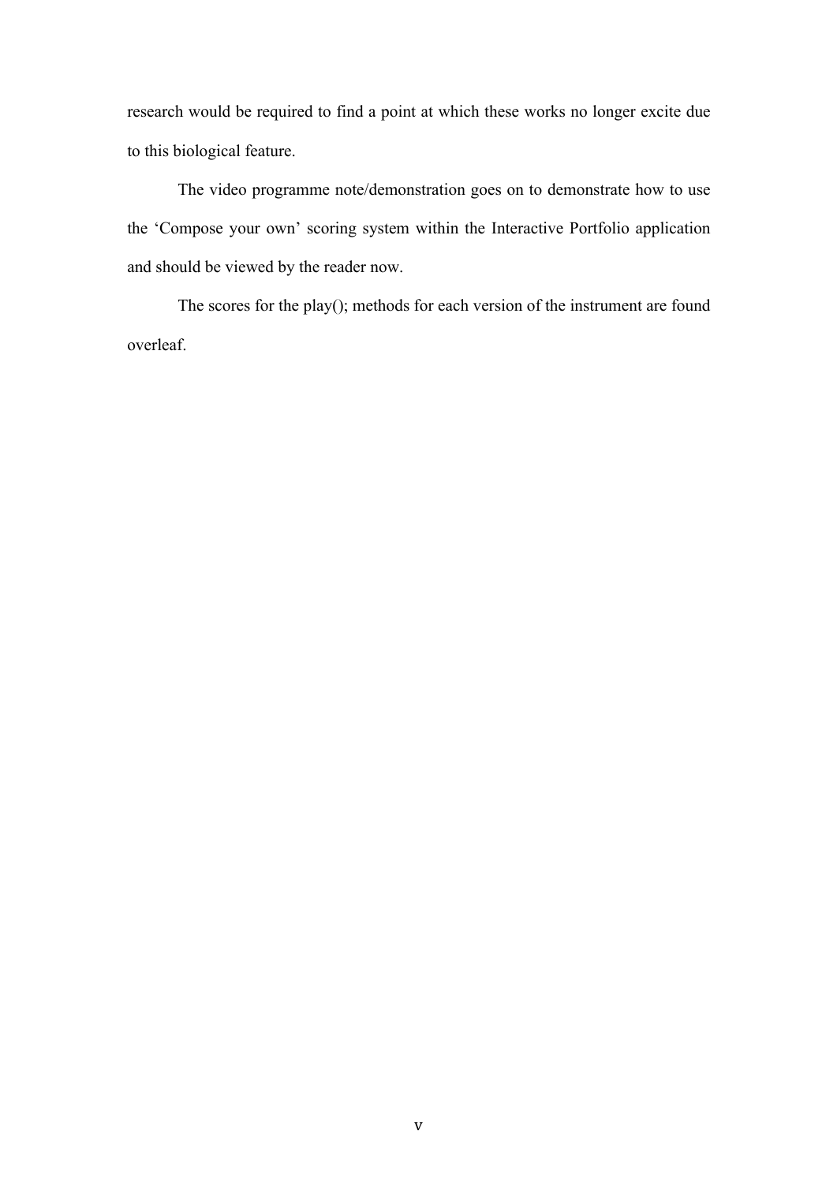research would be required to find a point at which these works no longer excite due to this biological feature.

The video programme note/demonstration goes on to demonstrate how to use the ‘Compose your own’ scoring system within the Interactive Portfolio application and should be viewed by the reader now.

The scores for the play(); methods for each version of the instrument are found overleaf.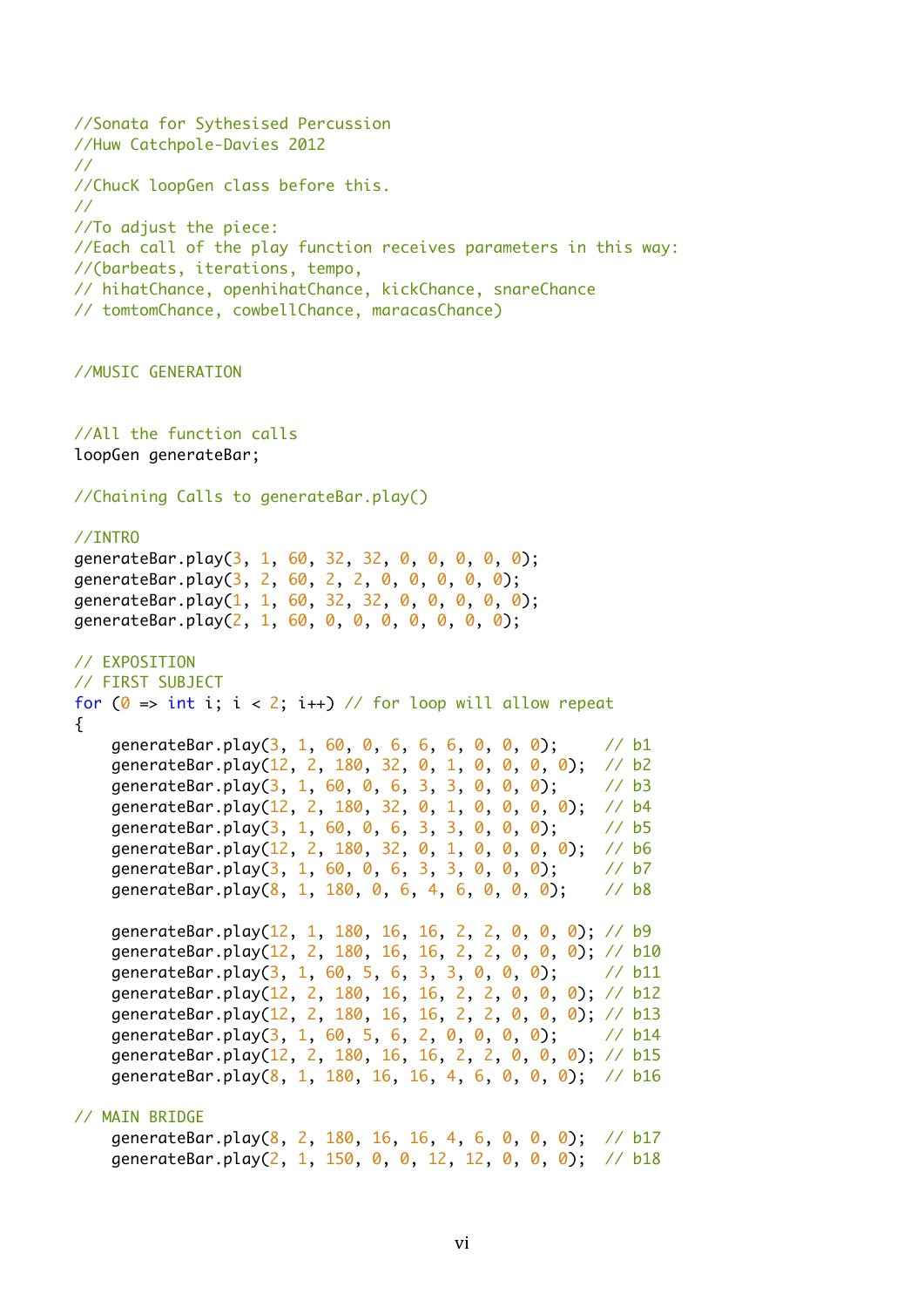```
//Sonata for Sythesised Percussion
//Huw Catchpole-Davies 2012
//
//ChucK loopGen class before this.
//
//To adjust the piece:
//Each call of the play function receives parameters in this way:
//(barbeats, iterations, tempo,
// hihatChance, openhihatChance, kickChance, snareChance
// tomtomChance, cowbellChance, maracasChance)


//MUSIC GENERATION


//All the function calls
loopGen generateBar;

//Chaining Calls to generateBar.play()

//INTRO
generateBar.play(3, 1, 60, 32, 32, 0, 0, 0, 0, 0);
generateBar.play(3, 2, 60, 2, 2, 0, 0, 0, 0, 0);
generateBar.play(1, 1, 60, 32, 32, 0, 0, 0, 0, 0);
generateBar.play(2, 1, 60, 0, 0, 0, 0, 0, 0, 0);

// EXPOSITION
// FIRST SUBJECT
for (0 => int i; i < 2; i++) // for loop will allow repeat
{
    generateBar.play(3, 1, 60, 0, 6, 6, 6, 0, 0, 0);     // b1
    generateBar.play(12, 2, 180, 32, 0, 1, 0, 0, 0, 0);  // b2
    generateBar.play(3, 1, 60, 0, 6, 3, 3, 0, 0, 0);     // b3
    generateBar.play(12, 2, 180, 32, 0, 1, 0, 0, 0, 0);  // b4
    generateBar.play(3, 1, 60, 0, 6, 3, 3, 0, 0, 0);     // b5
    generateBar.play(12, 2, 180, 32, 0, 1, 0, 0, 0, 0);  // b6
    generateBar.play(3, 1, 60, 0, 6, 3, 3, 0, 0, 0);     // b7
    generateBar.play(8, 1, 180, 0, 6, 4, 6, 0, 0, 0);    // b8

    generateBar.play(12, 1, 180, 16, 16, 2, 2, 0, 0, 0); // b9
    generateBar.play(12, 2, 180, 16, 16, 2, 2, 0, 0, 0); // b10
    generateBar.play(3, 1, 60, 5, 6, 3, 3, 0, 0, 0);     // b11
    generateBar.play(12, 2, 180, 16, 16, 2, 2, 0, 0, 0); // b12
    generateBar.play(12, 2, 180, 16, 16, 2, 2, 0, 0, 0); // b13
    generateBar.play(3, 1, 60, 5, 6, 2, 0, 0, 0, 0);     // b14
    generateBar.play(12, 2, 180, 16, 16, 2, 2, 0, 0, 0); // b15
    generateBar.play(8, 1, 180, 16, 16, 4, 6, 0, 0, 0);  // b16

// MAIN BRIDGE
    generateBar.play(8, 2, 180, 16, 16, 4, 6, 0, 0, 0);  // b17
    generateBar.play(2, 1, 150, 0, 0, 12, 12, 0, 0, 0);  // b18
```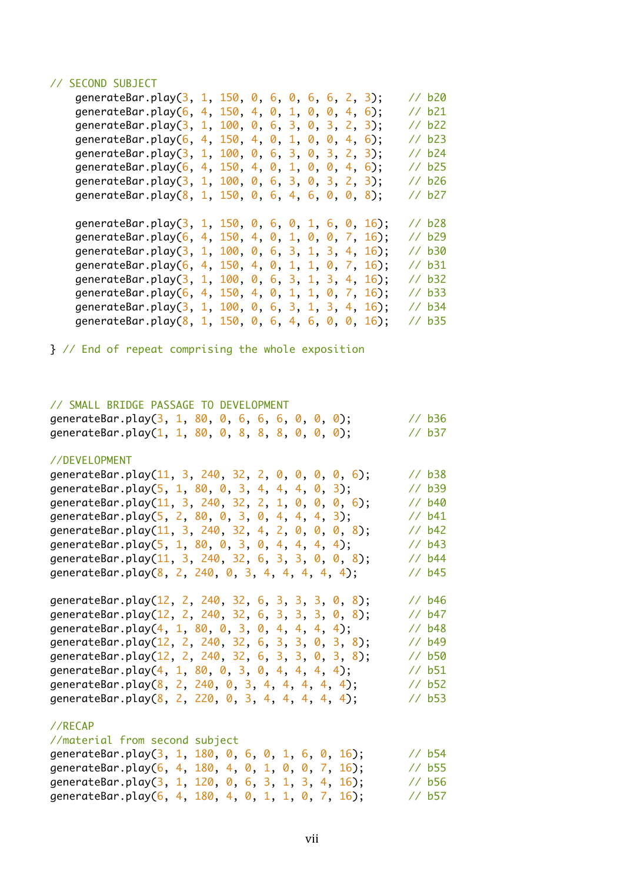```
// SECOND SUBJECT
    generateBar.play(3, 1, 150, 0, 6, 0, 6, 6, 2, 3);    // b20
    generateBar.play(6, 4, 150, 4, 0, 1, 0, 0, 4, 6);    // b21
    generateBar.play(3, 1, 100, 0, 6, 3, 0, 3, 2, 3);    // b22
    generateBar.play(6, 4, 150, 4, 0, 1, 0, 0, 4, 6);    // b23
    generateBar.play(3, 1, 100, 0, 6, 3, 0, 3, 2, 3);    // b24
    generateBar.play(6, 4, 150, 4, 0, 1, 0, 0, 4, 6);    // b25
    generateBar.play(3, 1, 100, 0, 6, 3, 0, 3, 2, 3);    // b26
    generateBar.play(8, 1, 150, 0, 6, 4, 6, 0, 0, 8);    // b27

    generateBar.play(3, 1, 150, 0, 6, 0, 1, 6, 0, 16);   // b28
    generateBar.play(6, 4, 150, 4, 0, 1, 0, 0, 7, 16);   // b29
    generateBar.play(3, 1, 100, 0, 6, 3, 1, 3, 4, 16);   // b30
    generateBar.play(6, 4, 150, 4, 0, 1, 1, 0, 7, 16);   // b31
    generateBar.play(3, 1, 100, 0, 6, 3, 1, 3, 4, 16);   // b32
    generateBar.play(6, 4, 150, 4, 0, 1, 1, 0, 7, 16);   // b33
    generateBar.play(3, 1, 100, 0, 6, 3, 1, 3, 4, 16);   // b34
    generateBar.play(8, 1, 150, 0, 6, 4, 6, 0, 0, 16);   // b35

} // End of repeat comprising the whole exposition



// SMALL BRIDGE PASSAGE TO DEVELOPMENT
generateBar.play(3, 1, 80, 0, 6, 6, 6, 0, 0, 0);         // b36
generateBar.play(1, 1, 80, 0, 8, 8, 8, 0, 0, 0);         // b37

//DEVELOPMENT
generateBar.play(11, 3, 240, 32, 2, 0, 0, 0, 0, 6);      // b38
generateBar.play(5, 1, 80, 0, 3, 4, 4, 4, 0, 3);         // b39
generateBar.play(11, 3, 240, 32, 2, 1, 0, 0, 0, 6);      // b40
generateBar.play(5, 2, 80, 0, 3, 0, 4, 4, 4, 3);         // b41
generateBar.play(11, 3, 240, 32, 4, 2, 0, 0, 0, 8);      // b42
generateBar.play(5, 1, 80, 0, 3, 0, 4, 4, 4, 4);         // b43
generateBar.play(11, 3, 240, 32, 6, 3, 3, 0, 0, 8);      // b44
generateBar.play(8, 2, 240, 0, 3, 4, 4, 4, 4, 4);        // b45

generateBar.play(12, 2, 240, 32, 6, 3, 3, 3, 0, 8);      // b46
generateBar.play(12, 2, 240, 32, 6, 3, 3, 3, 0, 8);      // b47
generateBar.play(4, 1, 80, 0, 3, 0, 4, 4, 4, 4);         // b48
generateBar.play(12, 2, 240, 32, 6, 3, 3, 0, 3, 8);      // b49
generateBar.play(12, 2, 240, 32, 6, 3, 3, 0, 3, 8);      // b50
generateBar.play(4, 1, 80, 0, 3, 0, 4, 4, 4, 4);         // b51
generateBar.play(8, 2, 240, 0, 3, 4, 4, 4, 4, 4);        // b52
generateBar.play(8, 2, 220, 0, 3, 4, 4, 4, 4, 4);        // b53

//RECAP
//material from second subject
generateBar.play(3, 1, 180, 0, 6, 0, 1, 6, 0, 16);       // b54
generateBar.play(6, 4, 180, 4, 0, 1, 0, 0, 7, 16);       // b55
generateBar.play(3, 1, 120, 0, 6, 3, 1, 3, 4, 16);       // b56
generateBar.play(6, 4, 180, 4, 0, 1, 1, 0, 7, 16);       // b57
```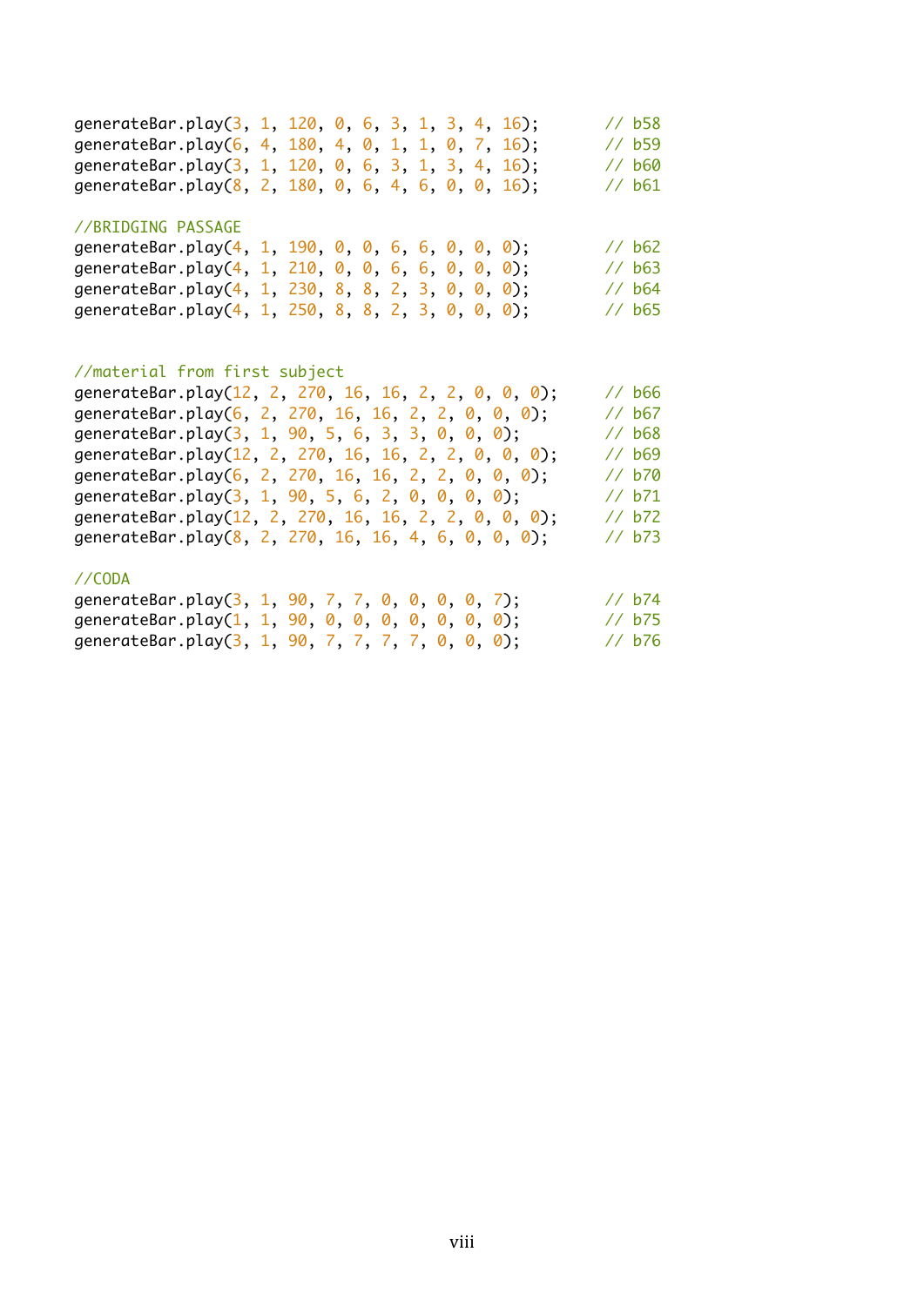```
generateBar.play(3, 1, 120, 0, 6, 3, 1, 3, 4, 16);       // b58
generateBar.play(6, 4, 180, 4, 0, 1, 1, 0, 7, 16);       // b59
generateBar.play(3, 1, 120, 0, 6, 3, 1, 3, 4, 16);       // b60
generateBar.play(8, 2, 180, 0, 6, 4, 6, 0, 0, 16);       // b61

//BRIDGING PASSAGE
generateBar.play(4, 1, 190, 0, 0, 6, 6, 0, 0, 0);        // b62
generateBar.play(4, 1, 210, 0, 0, 6, 6, 0, 0, 0);        // b63
generateBar.play(4, 1, 230, 8, 8, 2, 3, 0, 0, 0);        // b64
generateBar.play(4, 1, 250, 8, 8, 2, 3, 0, 0, 0);        // b65


//material from first subject
generateBar.play(12, 2, 270, 16, 16, 2, 2, 0, 0, 0);     // b66
generateBar.play(6, 2, 270, 16, 16, 2, 2, 0, 0, 0);      // b67
generateBar.play(3, 1, 90, 5, 6, 3, 3, 0, 0, 0);         // b68
generateBar.play(12, 2, 270, 16, 16, 2, 2, 0, 0, 0);     // b69
generateBar.play(6, 2, 270, 16, 16, 2, 2, 0, 0, 0);      // b70
generateBar.play(3, 1, 90, 5, 6, 2, 0, 0, 0, 0);         // b71
generateBar.play(12, 2, 270, 16, 16, 2, 2, 0, 0, 0);     // b72
generateBar.play(8, 2, 270, 16, 16, 4, 6, 0, 0, 0);      // b73

//CODA
generateBar.play(3, 1, 90, 7, 7, 0, 0, 0, 0, 7);         // b74
generateBar.play(1, 1, 90, 0, 0, 0, 0, 0, 0, 0);         // b75
generateBar.play(3, 1, 90, 7, 7, 7, 7, 0, 0, 0);         // b76
```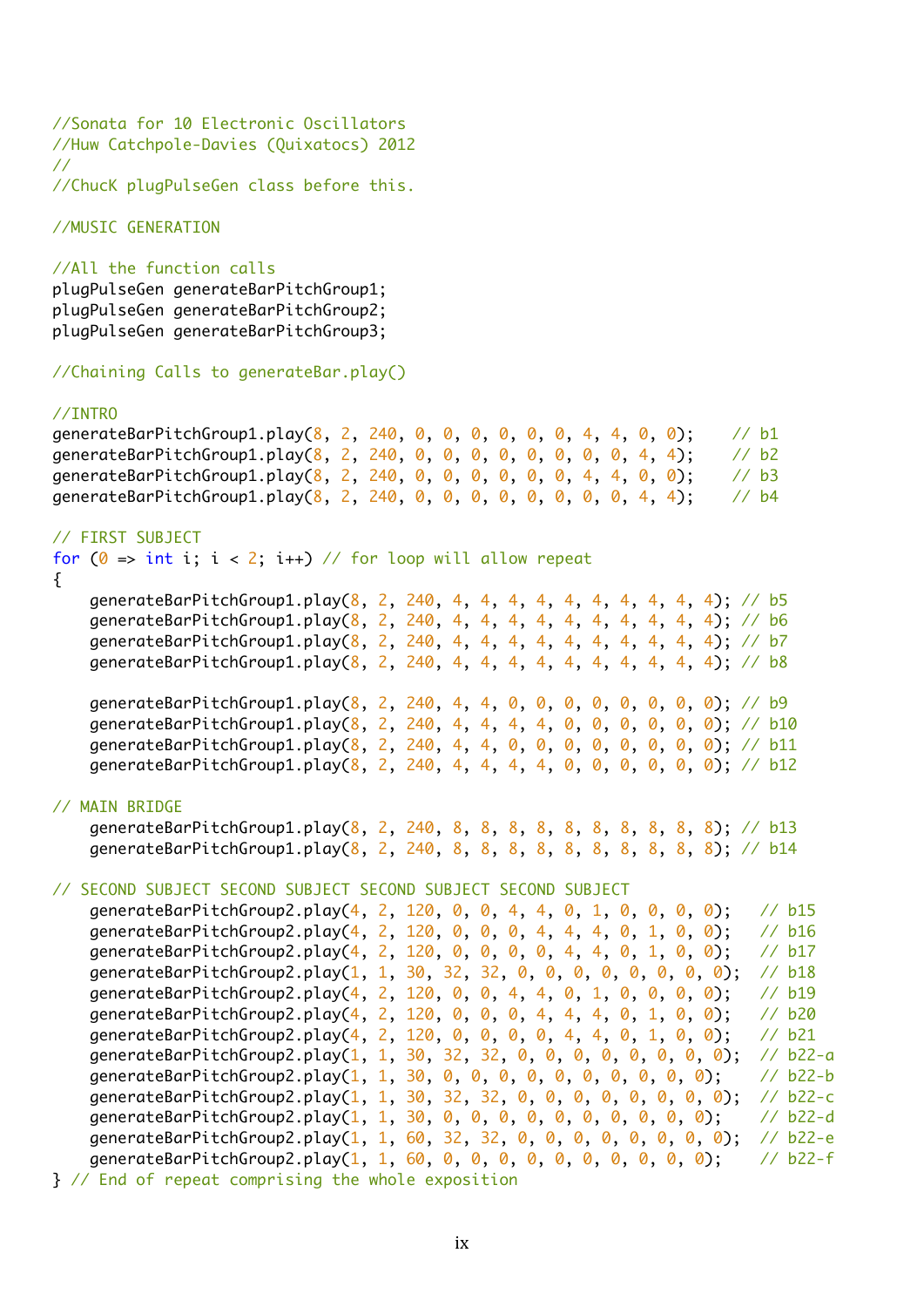```
//Sonata for 10 Electronic Oscillators
//Huw Catchpole-Davies (Quixatocs) 2012
//
//ChucK plugPulseGen class before this.

//MUSIC GENERATION

//All the function calls
plugPulseGen generateBarPitchGroup1;
plugPulseGen generateBarPitchGroup2;
plugPulseGen generateBarPitchGroup3;

//Chaining Calls to generateBar.play()

//INTRO
generateBarPitchGroup1.play(8, 2, 240, 0, 0, 0, 0, 0, 0, 4, 4, 0, 0);    // b1
generateBarPitchGroup1.play(8, 2, 240, 0, 0, 0, 0, 0, 0, 0, 0, 4, 4);    // b2
generateBarPitchGroup1.play(8, 2, 240, 0, 0, 0, 0, 0, 0, 4, 4, 0, 0);    // b3
generateBarPitchGroup1.play(8, 2, 240, 0, 0, 0, 0, 0, 0, 0, 0, 4, 4);    // b4

// FIRST SUBJECT
for (0 => int i; i < 2; i++) // for loop will allow repeat
{
    generateBarPitchGroup1.play(8, 2, 240, 4, 4, 4, 4, 4, 4, 4, 4, 4, 4); // b5
    generateBarPitchGroup1.play(8, 2, 240, 4, 4, 4, 4, 4, 4, 4, 4, 4, 4); // b6
    generateBarPitchGroup1.play(8, 2, 240, 4, 4, 4, 4, 4, 4, 4, 4, 4, 4); // b7
    generateBarPitchGroup1.play(8, 2, 240, 4, 4, 4, 4, 4, 4, 4, 4, 4, 4); // b8

    generateBarPitchGroup1.play(8, 2, 240, 4, 4, 0, 0, 0, 0, 0, 0, 0, 0); // b9
    generateBarPitchGroup1.play(8, 2, 240, 4, 4, 4, 4, 0, 0, 0, 0, 0, 0); // b10
    generateBarPitchGroup1.play(8, 2, 240, 4, 4, 0, 0, 0, 0, 0, 0, 0, 0); // b11
    generateBarPitchGroup1.play(8, 2, 240, 4, 4, 4, 4, 0, 0, 0, 0, 0, 0); // b12

// MAIN BRIDGE
    generateBarPitchGroup1.play(8, 2, 240, 8, 8, 8, 8, 8, 8, 8, 8, 8, 8); // b13
    generateBarPitchGroup1.play(8, 2, 240, 8, 8, 8, 8, 8, 8, 8, 8, 8, 8); // b14

// SECOND SUBJECT SECOND SUBJECT SECOND SUBJECT SECOND SUBJECT
    generateBarPitchGroup2.play(4, 2, 120, 0, 0, 4, 4, 0, 1, 0, 0, 0, 0);   // b15
    generateBarPitchGroup2.play(4, 2, 120, 0, 0, 0, 4, 4, 4, 0, 1, 0, 0);   // b16
    generateBarPitchGroup2.play(4, 2, 120, 0, 0, 0, 0, 4, 4, 0, 1, 0, 0);   // b17
    generateBarPitchGroup2.play(1, 1, 30, 32, 32, 0, 0, 0, 0, 0, 0, 0, 0);  // b18
    generateBarPitchGroup2.play(4, 2, 120, 0, 0, 4, 4, 0, 1, 0, 0, 0, 0);   // b19
    generateBarPitchGroup2.play(4, 2, 120, 0, 0, 0, 4, 4, 4, 0, 1, 0, 0);   // b20
    generateBarPitchGroup2.play(4, 2, 120, 0, 0, 0, 0, 4, 4, 0, 1, 0, 0);   // b21
    generateBarPitchGroup2.play(1, 1, 30, 32, 32, 0, 0, 0, 0, 0, 0, 0, 0);  // b22-a
    generateBarPitchGroup2.play(1, 1, 30, 0, 0, 0, 0, 0, 0, 0, 0, 0, 0);    // b22-b
    generateBarPitchGroup2.play(1, 1, 30, 32, 32, 0, 0, 0, 0, 0, 0, 0, 0);  // b22-c
    generateBarPitchGroup2.play(1, 1, 30, 0, 0, 0, 0, 0, 0, 0, 0, 0, 0);    // b22-d
    generateBarPitchGroup2.play(1, 1, 60, 32, 32, 0, 0, 0, 0, 0, 0, 0, 0);  // b22-e
    generateBarPitchGroup2.play(1, 1, 60, 0, 0, 0, 0, 0, 0, 0, 0, 0, 0);    // b22-f
} // End of repeat comprising the whole exposition
```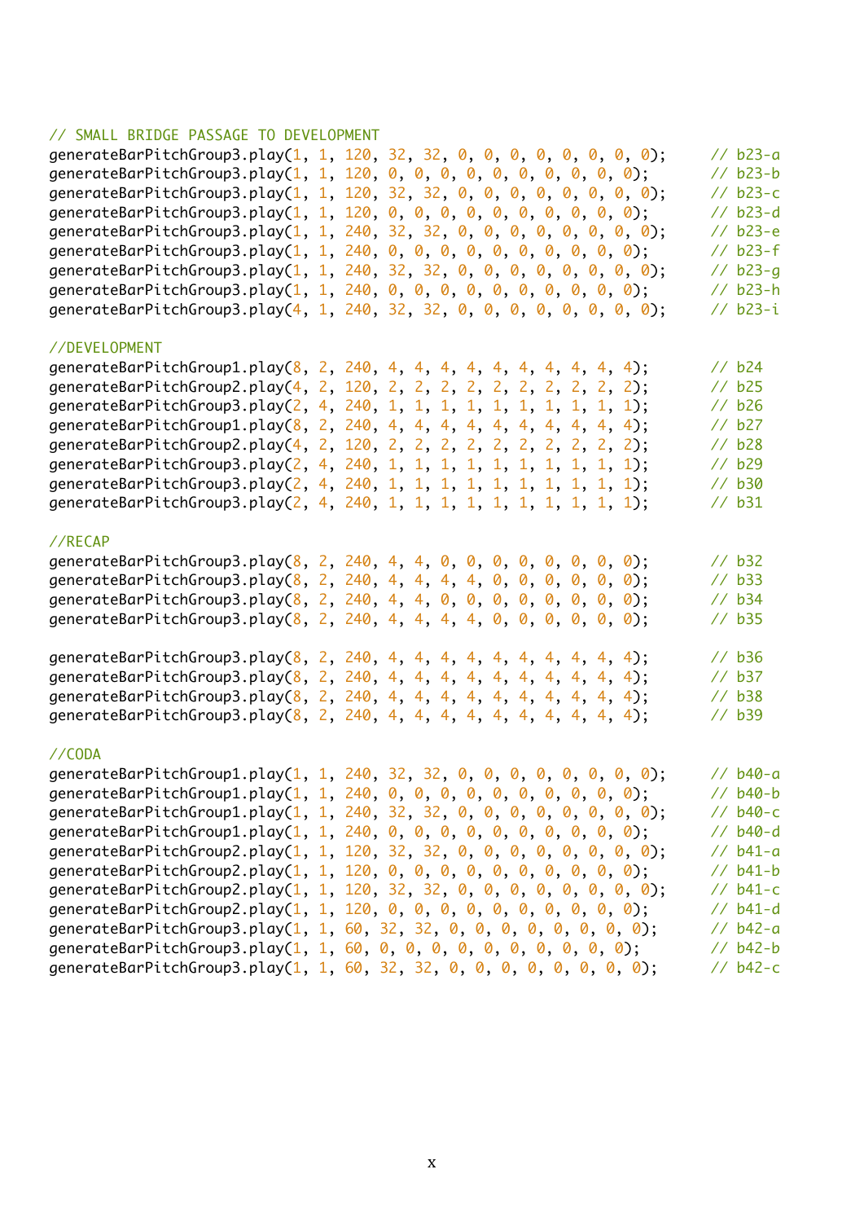```
// SMALL BRIDGE PASSAGE TO DEVELOPMENT
generateBarPitchGroup3.play(1, 1, 120, 32, 32, 0, 0, 0, 0, 0, 0, 0, 0);     // b23-a
generateBarPitchGroup3.play(1, 1, 120, 0, 0, 0, 0, 0, 0, 0, 0, 0, 0);       // b23-b
generateBarPitchGroup3.play(1, 1, 120, 32, 32, 0, 0, 0, 0, 0, 0, 0, 0);     // b23-c
generateBarPitchGroup3.play(1, 1, 120, 0, 0, 0, 0, 0, 0, 0, 0, 0, 0);       // b23-d
generateBarPitchGroup3.play(1, 1, 240, 32, 32, 0, 0, 0, 0, 0, 0, 0, 0);     // b23-e
generateBarPitchGroup3.play(1, 1, 240, 0, 0, 0, 0, 0, 0, 0, 0, 0, 0);       // b23-f
generateBarPitchGroup3.play(1, 1, 240, 32, 32, 0, 0, 0, 0, 0, 0, 0, 0);     // b23-g
generateBarPitchGroup3.play(1, 1, 240, 0, 0, 0, 0, 0, 0, 0, 0, 0, 0);       // b23-h
generateBarPitchGroup3.play(4, 1, 240, 32, 32, 0, 0, 0, 0, 0, 0, 0, 0);     // b23-i

//DEVELOPMENT
generateBarPitchGroup1.play(8, 2, 240, 4, 4, 4, 4, 4, 4, 4, 4, 4, 4);       // b24
generateBarPitchGroup2.play(4, 2, 120, 2, 2, 2, 2, 2, 2, 2, 2, 2, 2);       // b25
generateBarPitchGroup3.play(2, 4, 240, 1, 1, 1, 1, 1, 1, 1, 1, 1, 1);       // b26
generateBarPitchGroup1.play(8, 2, 240, 4, 4, 4, 4, 4, 4, 4, 4, 4, 4);       // b27
generateBarPitchGroup2.play(4, 2, 120, 2, 2, 2, 2, 2, 2, 2, 2, 2, 2);       // b28
generateBarPitchGroup3.play(2, 4, 240, 1, 1, 1, 1, 1, 1, 1, 1, 1, 1);       // b29
generateBarPitchGroup3.play(2, 4, 240, 1, 1, 1, 1, 1, 1, 1, 1, 1, 1);       // b30
generateBarPitchGroup3.play(2, 4, 240, 1, 1, 1, 1, 1, 1, 1, 1, 1, 1);       // b31

//RECAP
generateBarPitchGroup3.play(8, 2, 240, 4, 4, 0, 0, 0, 0, 0, 0, 0, 0);       // b32
generateBarPitchGroup3.play(8, 2, 240, 4, 4, 4, 4, 0, 0, 0, 0, 0, 0);       // b33
generateBarPitchGroup3.play(8, 2, 240, 4, 4, 0, 0, 0, 0, 0, 0, 0, 0);       // b34
generateBarPitchGroup3.play(8, 2, 240, 4, 4, 4, 4, 0, 0, 0, 0, 0, 0);       // b35

generateBarPitchGroup3.play(8, 2, 240, 4, 4, 4, 4, 4, 4, 4, 4, 4, 4);       // b36
generateBarPitchGroup3.play(8, 2, 240, 4, 4, 4, 4, 4, 4, 4, 4, 4, 4);       // b37
generateBarPitchGroup3.play(8, 2, 240, 4, 4, 4, 4, 4, 4, 4, 4, 4, 4);       // b38
generateBarPitchGroup3.play(8, 2, 240, 4, 4, 4, 4, 4, 4, 4, 4, 4, 4);       // b39

//CODA
generateBarPitchGroup1.play(1, 1, 240, 32, 32, 0, 0, 0, 0, 0, 0, 0, 0);     // b40-a
generateBarPitchGroup1.play(1, 1, 240, 0, 0, 0, 0, 0, 0, 0, 0, 0, 0);       // b40-b
generateBarPitchGroup1.play(1, 1, 240, 32, 32, 0, 0, 0, 0, 0, 0, 0, 0);     // b40-c
generateBarPitchGroup1.play(1, 1, 240, 0, 0, 0, 0, 0, 0, 0, 0, 0, 0);       // b40-d
generateBarPitchGroup2.play(1, 1, 120, 32, 32, 0, 0, 0, 0, 0, 0, 0, 0);     // b41-a
generateBarPitchGroup2.play(1, 1, 120, 0, 0, 0, 0, 0, 0, 0, 0, 0, 0);       // b41-b
generateBarPitchGroup2.play(1, 1, 120, 32, 32, 0, 0, 0, 0, 0, 0, 0, 0);     // b41-c
generateBarPitchGroup2.play(1, 1, 120, 0, 0, 0, 0, 0, 0, 0, 0, 0, 0);       // b41-d
generateBarPitchGroup3.play(1, 1, 60, 32, 32, 0, 0, 0, 0, 0, 0, 0, 0);      // b42-a
generateBarPitchGroup3.play(1, 1, 60, 0, 0, 0, 0, 0, 0, 0, 0, 0, 0);        // b42-b
generateBarPitchGroup3.play(1, 1, 60, 32, 32, 0, 0, 0, 0, 0, 0, 0, 0);      // b42-c
```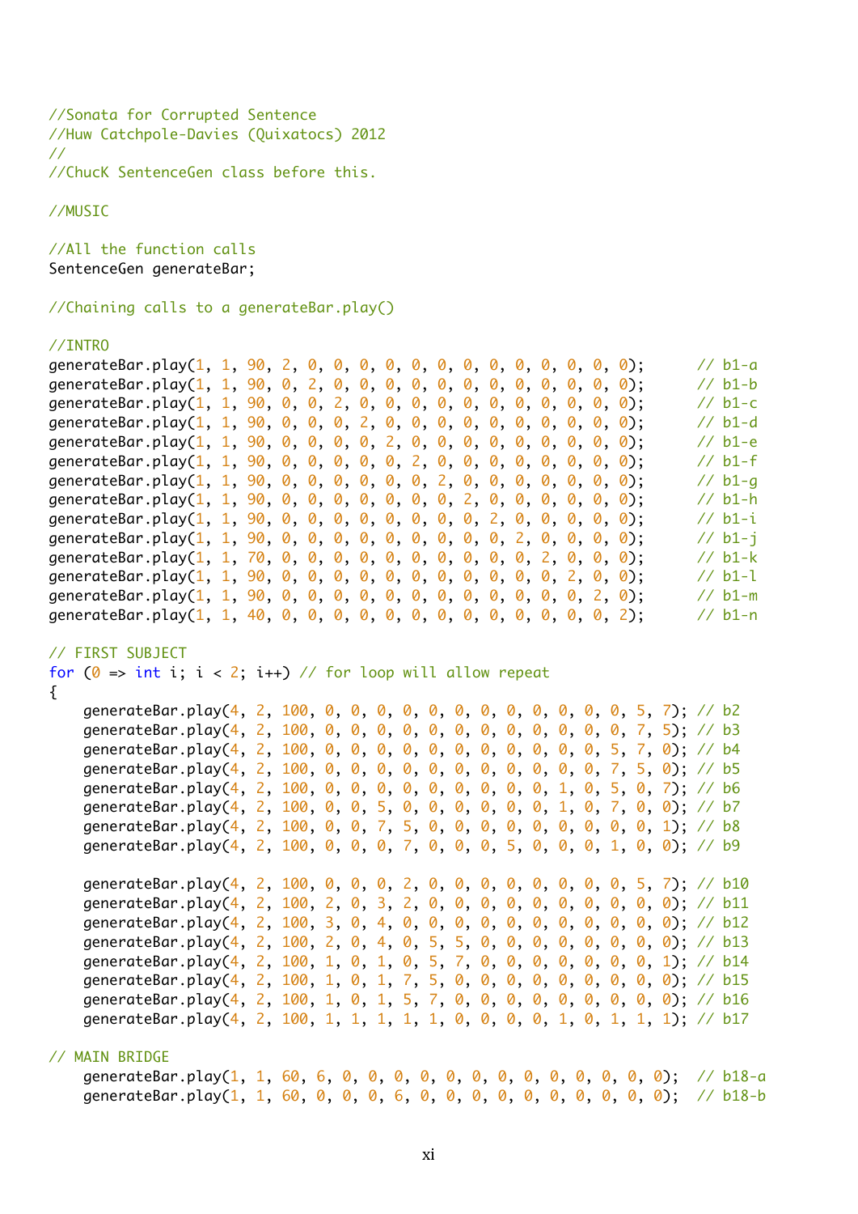```
//Sonata for Corrupted Sentence
//Huw Catchpole-Davies (Quixatocs) 2012
//
//ChucK SentenceGen class before this.

//MUSIC

//All the function calls
SentenceGen generateBar;

//Chaining calls to a generateBar.play()

//INTRO
generateBar.play(1, 1, 90, 2, 0, 0, 0, 0, 0, 0, 0, 0, 0, 0, 0, 0, 0);      // b1-a
generateBar.play(1, 1, 90, 0, 2, 0, 0, 0, 0, 0, 0, 0, 0, 0, 0, 0, 0);      // b1-b
generateBar.play(1, 1, 90, 0, 0, 2, 0, 0, 0, 0, 0, 0, 0, 0, 0, 0, 0);      // b1-c
generateBar.play(1, 1, 90, 0, 0, 0, 2, 0, 0, 0, 0, 0, 0, 0, 0, 0, 0);      // b1-d
generateBar.play(1, 1, 90, 0, 0, 0, 0, 2, 0, 0, 0, 0, 0, 0, 0, 0, 0);      // b1-e
generateBar.play(1, 1, 90, 0, 0, 0, 0, 0, 2, 0, 0, 0, 0, 0, 0, 0, 0);      // b1-f
generateBar.play(1, 1, 90, 0, 0, 0, 0, 0, 0, 2, 0, 0, 0, 0, 0, 0, 0);      // b1-g
generateBar.play(1, 1, 90, 0, 0, 0, 0, 0, 0, 0, 2, 0, 0, 0, 0, 0, 0);      // b1-h
generateBar.play(1, 1, 90, 0, 0, 0, 0, 0, 0, 0, 0, 2, 0, 0, 0, 0, 0);      // b1-i
generateBar.play(1, 1, 90, 0, 0, 0, 0, 0, 0, 0, 0, 0, 2, 0, 0, 0, 0);      // b1-j
generateBar.play(1, 1, 70, 0, 0, 0, 0, 0, 0, 0, 0, 0, 0, 2, 0, 0, 0);      // b1-k
generateBar.play(1, 1, 90, 0, 0, 0, 0, 0, 0, 0, 0, 0, 0, 0, 2, 0, 0);      // b1-l
generateBar.play(1, 1, 90, 0, 0, 0, 0, 0, 0, 0, 0, 0, 0, 0, 0, 2, 0);      // b1-m
generateBar.play(1, 1, 40, 0, 0, 0, 0, 0, 0, 0, 0, 0, 0, 0, 0, 0, 2);      // b1-n

// FIRST SUBJECT
for (0 => int i; i < 2; i++) // for loop will allow repeat
{
    generateBar.play(4, 2, 100, 0, 0, 0, 0, 0, 0, 0, 0, 0, 0, 0, 0, 5, 7); // b2
    generateBar.play(4, 2, 100, 0, 0, 0, 0, 0, 0, 0, 0, 0, 0, 0, 0, 7, 5); // b3
    generateBar.play(4, 2, 100, 0, 0, 0, 0, 0, 0, 0, 0, 0, 0, 0, 5, 7, 0); // b4
    generateBar.play(4, 2, 100, 0, 0, 0, 0, 0, 0, 0, 0, 0, 0, 0, 7, 5, 0); // b5
    generateBar.play(4, 2, 100, 0, 0, 0, 0, 0, 0, 0, 0, 0, 1, 0, 5, 0, 7); // b6
    generateBar.play(4, 2, 100, 0, 0, 5, 0, 0, 0, 0, 0, 0, 1, 0, 7, 0, 0); // b7
    generateBar.play(4, 2, 100, 0, 0, 7, 5, 0, 0, 0, 0, 0, 0, 0, 0, 0, 1); // b8
    generateBar.play(4, 2, 100, 0, 0, 0, 7, 0, 0, 0, 5, 0, 0, 0, 1, 0, 0); // b9

    generateBar.play(4, 2, 100, 0, 0, 0, 2, 0, 0, 0, 0, 0, 0, 0, 0, 5, 7); // b10
    generateBar.play(4, 2, 100, 2, 0, 3, 2, 0, 0, 0, 0, 0, 0, 0, 0, 0, 0); // b11
    generateBar.play(4, 2, 100, 3, 0, 4, 0, 0, 0, 0, 0, 0, 0, 0, 0, 0, 0); // b12
    generateBar.play(4, 2, 100, 2, 0, 4, 0, 5, 5, 0, 0, 0, 0, 0, 0, 0, 0); // b13
    generateBar.play(4, 2, 100, 1, 0, 1, 0, 5, 7, 0, 0, 0, 0, 0, 0, 0, 1); // b14
    generateBar.play(4, 2, 100, 1, 0, 1, 7, 5, 0, 0, 0, 0, 0, 0, 0, 0, 0); // b15
    generateBar.play(4, 2, 100, 1, 0, 1, 5, 7, 0, 0, 0, 0, 0, 0, 0, 0, 0); // b16
    generateBar.play(4, 2, 100, 1, 1, 1, 1, 1, 0, 0, 0, 0, 1, 0, 1, 1, 1); // b17

// MAIN BRIDGE
    generateBar.play(1, 1, 60, 6, 0, 0, 0, 0, 0, 0, 0, 0, 0, 0, 0, 0, 0);  // b18-a
    generateBar.play(1, 1, 60, 0, 0, 0, 6, 0, 0, 0, 0, 0, 0, 0, 0, 0, 0);  // b18-b
```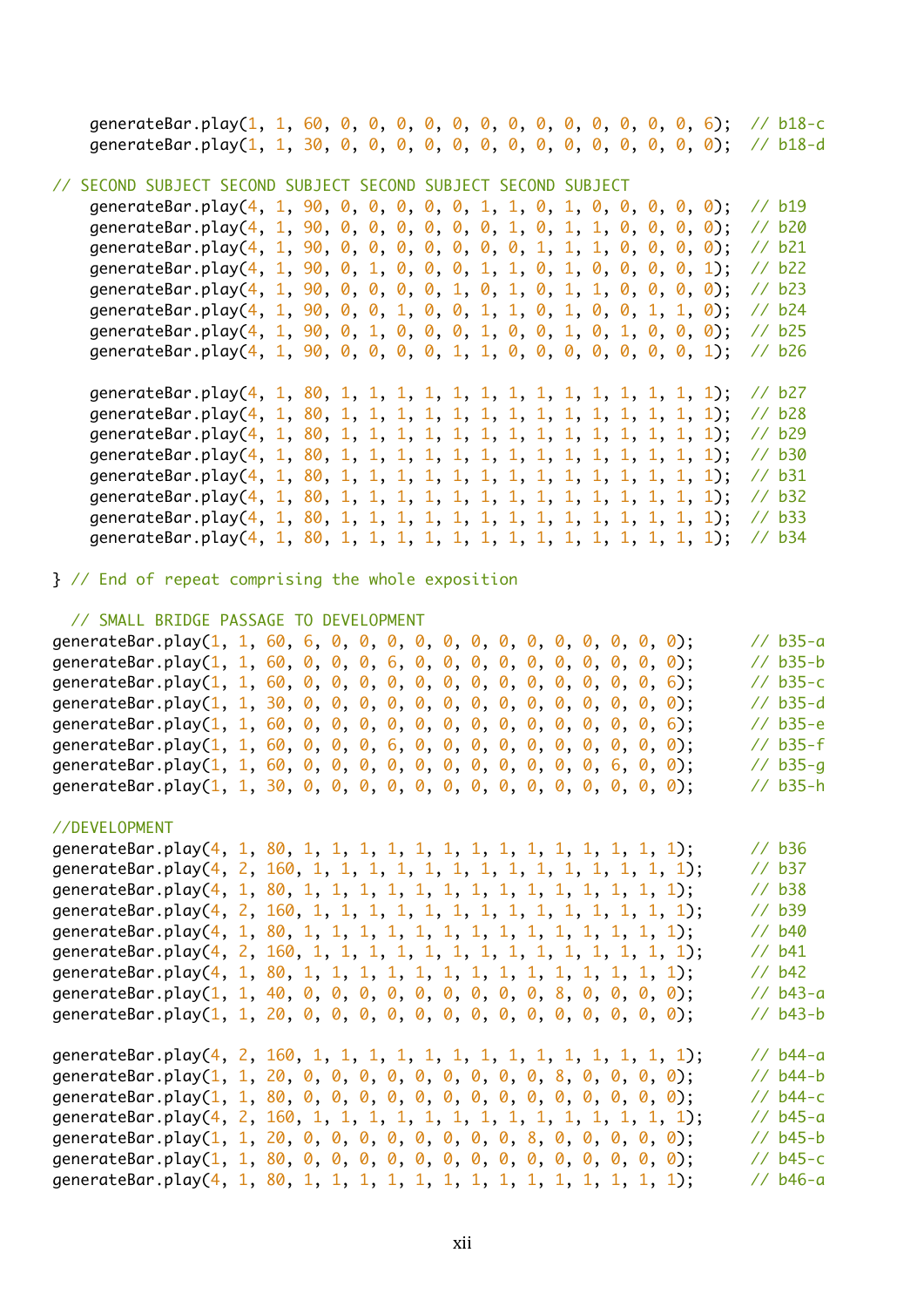```
    generateBar.play(1, 1, 60, 0, 0, 0, 0, 0, 0, 0, 0, 0, 0, 0, 0, 0, 6);  // b18-c
    generateBar.play(1, 1, 30, 0, 0, 0, 0, 0, 0, 0, 0, 0, 0, 0, 0, 0, 0);  // b18-d

// SECOND SUBJECT SECOND SUBJECT SECOND SUBJECT SECOND SUBJECT
    generateBar.play(4, 1, 90, 0, 0, 0, 0, 0, 1, 1, 0, 1, 0, 0, 0, 0, 0);  // b19
    generateBar.play(4, 1, 90, 0, 0, 0, 0, 0, 0, 1, 0, 1, 1, 0, 0, 0, 0);  // b20
    generateBar.play(4, 1, 90, 0, 0, 0, 0, 0, 0, 0, 1, 1, 1, 0, 0, 0, 0);  // b21
    generateBar.play(4, 1, 90, 0, 1, 0, 0, 0, 1, 1, 0, 1, 0, 0, 0, 0, 1);  // b22
    generateBar.play(4, 1, 90, 0, 0, 0, 0, 1, 0, 1, 0, 1, 1, 0, 0, 0, 0);  // b23
    generateBar.play(4, 1, 90, 0, 0, 1, 0, 0, 1, 1, 0, 1, 0, 0, 1, 1, 0);  // b24
    generateBar.play(4, 1, 90, 0, 1, 0, 0, 0, 1, 0, 0, 1, 0, 1, 0, 0, 0);  // b25
    generateBar.play(4, 1, 90, 0, 0, 0, 0, 1, 1, 0, 0, 0, 0, 0, 0, 0, 1);  // b26

    generateBar.play(4, 1, 80, 1, 1, 1, 1, 1, 1, 1, 1, 1, 1, 1, 1, 1, 1);  // b27
    generateBar.play(4, 1, 80, 1, 1, 1, 1, 1, 1, 1, 1, 1, 1, 1, 1, 1, 1);  // b28
    generateBar.play(4, 1, 80, 1, 1, 1, 1, 1, 1, 1, 1, 1, 1, 1, 1, 1, 1);  // b29
    generateBar.play(4, 1, 80, 1, 1, 1, 1, 1, 1, 1, 1, 1, 1, 1, 1, 1, 1);  // b30
    generateBar.play(4, 1, 80, 1, 1, 1, 1, 1, 1, 1, 1, 1, 1, 1, 1, 1, 1);  // b31
    generateBar.play(4, 1, 80, 1, 1, 1, 1, 1, 1, 1, 1, 1, 1, 1, 1, 1, 1);  // b32
    generateBar.play(4, 1, 80, 1, 1, 1, 1, 1, 1, 1, 1, 1, 1, 1, 1, 1, 1);  // b33
    generateBar.play(4, 1, 80, 1, 1, 1, 1, 1, 1, 1, 1, 1, 1, 1, 1, 1, 1);  // b34

} // End of repeat comprising the whole exposition

  // SMALL BRIDGE PASSAGE TO DEVELOPMENT
generateBar.play(1, 1, 60, 6, 0, 0, 0, 0, 0, 0, 0, 0, 0, 0, 0, 0, 0);      // b35-a
generateBar.play(1, 1, 60, 0, 0, 0, 6, 0, 0, 0, 0, 0, 0, 0, 0, 0, 0);      // b35-b
generateBar.play(1, 1, 60, 0, 0, 0, 0, 0, 0, 0, 0, 0, 0, 0, 0, 0, 6);      // b35-c
generateBar.play(1, 1, 30, 0, 0, 0, 0, 0, 0, 0, 0, 0, 0, 0, 0, 0, 0);      // b35-d
generateBar.play(1, 1, 60, 0, 0, 0, 0, 0, 0, 0, 0, 0, 0, 0, 0, 0, 6);      // b35-e
generateBar.play(1, 1, 60, 0, 0, 0, 6, 0, 0, 0, 0, 0, 0, 0, 0, 0, 0);      // b35-f
generateBar.play(1, 1, 60, 0, 0, 0, 0, 0, 0, 0, 0, 0, 0, 0, 6, 0, 0);      // b35-g
generateBar.play(1, 1, 30, 0, 0, 0, 0, 0, 0, 0, 0, 0, 0, 0, 0, 0, 0);      // b35-h

//DEVELOPMENT
generateBar.play(4, 1, 80, 1, 1, 1, 1, 1, 1, 1, 1, 1, 1, 1, 1, 1, 1);      // b36
generateBar.play(4, 2, 160, 1, 1, 1, 1, 1, 1, 1, 1, 1, 1, 1, 1, 1, 1);     // b37
generateBar.play(4, 1, 80, 1, 1, 1, 1, 1, 1, 1, 1, 1, 1, 1, 1, 1, 1);      // b38
generateBar.play(4, 2, 160, 1, 1, 1, 1, 1, 1, 1, 1, 1, 1, 1, 1, 1, 1);     // b39
generateBar.play(4, 1, 80, 1, 1, 1, 1, 1, 1, 1, 1, 1, 1, 1, 1, 1, 1);      // b40
generateBar.play(4, 2, 160, 1, 1, 1, 1, 1, 1, 1, 1, 1, 1, 1, 1, 1, 1);     // b41
generateBar.play(4, 1, 80, 1, 1, 1, 1, 1, 1, 1, 1, 1, 1, 1, 1, 1, 1);      // b42
generateBar.play(1, 1, 40, 0, 0, 0, 0, 0, 0, 0, 0, 0, 8, 0, 0, 0, 0);      // b43-a
generateBar.play(1, 1, 20, 0, 0, 0, 0, 0, 0, 0, 0, 0, 0, 0, 0, 0, 0);      // b43-b

generateBar.play(4, 2, 160, 1, 1, 1, 1, 1, 1, 1, 1, 1, 1, 1, 1, 1, 1);     // b44-a
generateBar.play(1, 1, 20, 0, 0, 0, 0, 0, 0, 0, 0, 0, 8, 0, 0, 0, 0);      // b44-b
generateBar.play(1, 1, 80, 0, 0, 0, 0, 0, 0, 0, 0, 0, 0, 0, 0, 0, 0);      // b44-c
generateBar.play(4, 2, 160, 1, 1, 1, 1, 1, 1, 1, 1, 1, 1, 1, 1, 1, 1);     // b45-a
generateBar.play(1, 1, 20, 0, 0, 0, 0, 0, 0, 0, 0, 8, 0, 0, 0, 0, 0);      // b45-b
generateBar.play(1, 1, 80, 0, 0, 0, 0, 0, 0, 0, 0, 0, 0, 0, 0, 0, 0);      // b45-c
generateBar.play(4, 1, 80, 1, 1, 1, 1, 1, 1, 1, 1, 1, 1, 1, 1, 1, 1);      // b46-a
```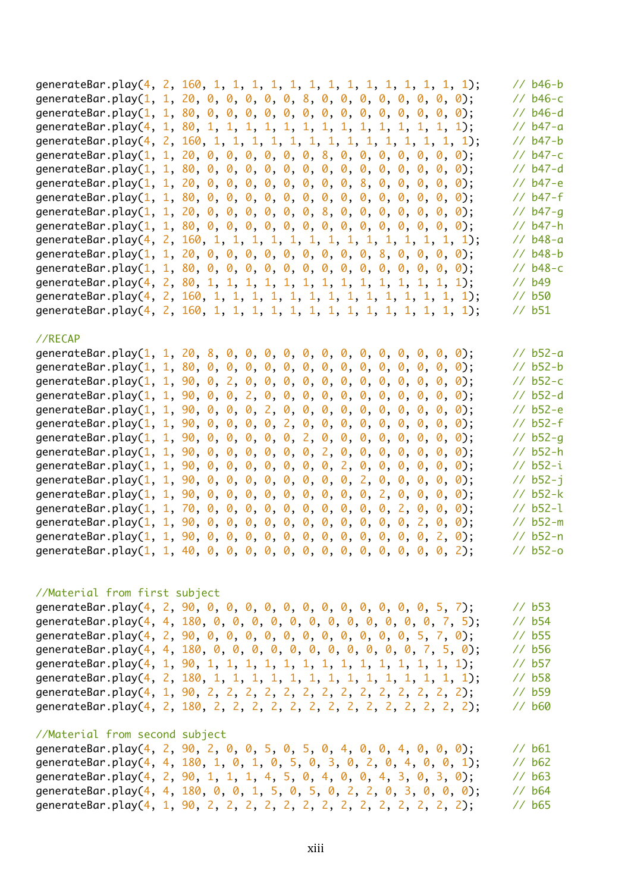```
generateBar.play(4, 2, 160, 1, 1, 1, 1, 1, 1, 1, 1, 1, 1, 1, 1, 1, 1);     // b46-b
generateBar.play(1, 1, 20, 0, 0, 0, 0, 0, 8, 0, 0, 0, 0, 0, 0, 0, 0);      // b46-c
generateBar.play(1, 1, 80, 0, 0, 0, 0, 0, 0, 0, 0, 0, 0, 0, 0, 0, 0);      // b46-d
generateBar.play(4, 1, 80, 1, 1, 1, 1, 1, 1, 1, 1, 1, 1, 1, 1, 1, 1);      // b47-a
generateBar.play(4, 2, 160, 1, 1, 1, 1, 1, 1, 1, 1, 1, 1, 1, 1, 1, 1);     // b47-b
generateBar.play(1, 1, 20, 0, 0, 0, 0, 0, 0, 8, 0, 0, 0, 0, 0, 0, 0);      // b47-c
generateBar.play(1, 1, 80, 0, 0, 0, 0, 0, 0, 0, 0, 0, 0, 0, 0, 0, 0);      // b47-d
generateBar.play(1, 1, 20, 0, 0, 0, 0, 0, 0, 0, 0, 8, 0, 0, 0, 0, 0);      // b47-e
generateBar.play(1, 1, 80, 0, 0, 0, 0, 0, 0, 0, 0, 0, 0, 0, 0, 0, 0);      // b47-f
generateBar.play(1, 1, 20, 0, 0, 0, 0, 0, 0, 8, 0, 0, 0, 0, 0, 0, 0);      // b47-g
generateBar.play(1, 1, 80, 0, 0, 0, 0, 0, 0, 0, 0, 0, 0, 0, 0, 0, 0);      // b47-h
generateBar.play(4, 2, 160, 1, 1, 1, 1, 1, 1, 1, 1, 1, 1, 1, 1, 1, 1);     // b48-a
generateBar.play(1, 1, 20, 0, 0, 0, 0, 0, 0, 0, 0, 0, 8, 0, 0, 0, 0);      // b48-b
generateBar.play(1, 1, 80, 0, 0, 0, 0, 0, 0, 0, 0, 0, 0, 0, 0, 0, 0);      // b48-c
generateBar.play(4, 2, 80, 1, 1, 1, 1, 1, 1, 1, 1, 1, 1, 1, 1, 1, 1);      // b49
generateBar.play(4, 2, 160, 1, 1, 1, 1, 1, 1, 1, 1, 1, 1, 1, 1, 1, 1);     // b50
generateBar.play(4, 2, 160, 1, 1, 1, 1, 1, 1, 1, 1, 1, 1, 1, 1, 1, 1);     // b51

//RECAP
generateBar.play(1, 1, 20, 8, 0, 0, 0, 0, 0, 0, 0, 0, 0, 0, 0, 0, 0);      // b52-a
generateBar.play(1, 1, 80, 0, 0, 0, 0, 0, 0, 0, 0, 0, 0, 0, 0, 0, 0);      // b52-b
generateBar.play(1, 1, 90, 0, 2, 0, 0, 0, 0, 0, 0, 0, 0, 0, 0, 0, 0);      // b52-c
generateBar.play(1, 1, 90, 0, 0, 2, 0, 0, 0, 0, 0, 0, 0, 0, 0, 0, 0);      // b52-d
generateBar.play(1, 1, 90, 0, 0, 0, 2, 0, 0, 0, 0, 0, 0, 0, 0, 0, 0);      // b52-e
generateBar.play(1, 1, 90, 0, 0, 0, 0, 2, 0, 0, 0, 0, 0, 0, 0, 0, 0);      // b52-f
generateBar.play(1, 1, 90, 0, 0, 0, 0, 0, 2, 0, 0, 0, 0, 0, 0, 0, 0);      // b52-g
generateBar.play(1, 1, 90, 0, 0, 0, 0, 0, 0, 2, 0, 0, 0, 0, 0, 0, 0);      // b52-h
generateBar.play(1, 1, 90, 0, 0, 0, 0, 0, 0, 0, 2, 0, 0, 0, 0, 0, 0);      // b52-i
generateBar.play(1, 1, 90, 0, 0, 0, 0, 0, 0, 0, 0, 2, 0, 0, 0, 0, 0);      // b52-j
generateBar.play(1, 1, 90, 0, 0, 0, 0, 0, 0, 0, 0, 0, 2, 0, 0, 0, 0);      // b52-k
generateBar.play(1, 1, 70, 0, 0, 0, 0, 0, 0, 0, 0, 0, 0, 2, 0, 0, 0);      // b52-l
generateBar.play(1, 1, 90, 0, 0, 0, 0, 0, 0, 0, 0, 0, 0, 0, 2, 0, 0);      // b52-m
generateBar.play(1, 1, 90, 0, 0, 0, 0, 0, 0, 0, 0, 0, 0, 0, 0, 2, 0);      // b52-n
generateBar.play(1, 1, 40, 0, 0, 0, 0, 0, 0, 0, 0, 0, 0, 0, 0, 0, 2);      // b52-o


//Material from first subject
generateBar.play(4, 2, 90, 0, 0, 0, 0, 0, 0, 0, 0, 0, 0, 0, 0, 5, 7);      // b53
generateBar.play(4, 4, 180, 0, 0, 0, 0, 0, 0, 0, 0, 0, 0, 0, 0, 7, 5);     // b54
generateBar.play(4, 2, 90, 0, 0, 0, 0, 0, 0, 0, 0, 0, 0, 0, 5, 7, 0);      // b55
generateBar.play(4, 4, 180, 0, 0, 0, 0, 0, 0, 0, 0, 0, 0, 0, 7, 5, 0);     // b56
generateBar.play(4, 1, 90, 1, 1, 1, 1, 1, 1, 1, 1, 1, 1, 1, 1, 1, 1);      // b57
generateBar.play(4, 2, 180, 1, 1, 1, 1, 1, 1, 1, 1, 1, 1, 1, 1, 1, 1);     // b58
generateBar.play(4, 1, 90, 2, 2, 2, 2, 2, 2, 2, 2, 2, 2, 2, 2, 2, 2);      // b59
generateBar.play(4, 2, 180, 2, 2, 2, 2, 2, 2, 2, 2, 2, 2, 2, 2, 2, 2);     // b60

//Material from second subject
generateBar.play(4, 2, 90, 2, 0, 0, 5, 0, 5, 0, 4, 0, 0, 4, 0, 0, 0);      // b61
generateBar.play(4, 4, 180, 1, 0, 1, 0, 5, 0, 3, 0, 2, 0, 4, 0, 0, 1);     // b62
generateBar.play(4, 2, 90, 1, 1, 1, 4, 5, 0, 4, 0, 0, 4, 3, 0, 3, 0);      // b63
generateBar.play(4, 4, 180, 0, 0, 1, 5, 0, 5, 0, 2, 2, 0, 3, 0, 0, 0);     // b64
generateBar.play(4, 1, 90, 2, 2, 2, 2, 2, 2, 2, 2, 2, 2, 2, 2, 2, 2);      // b65
```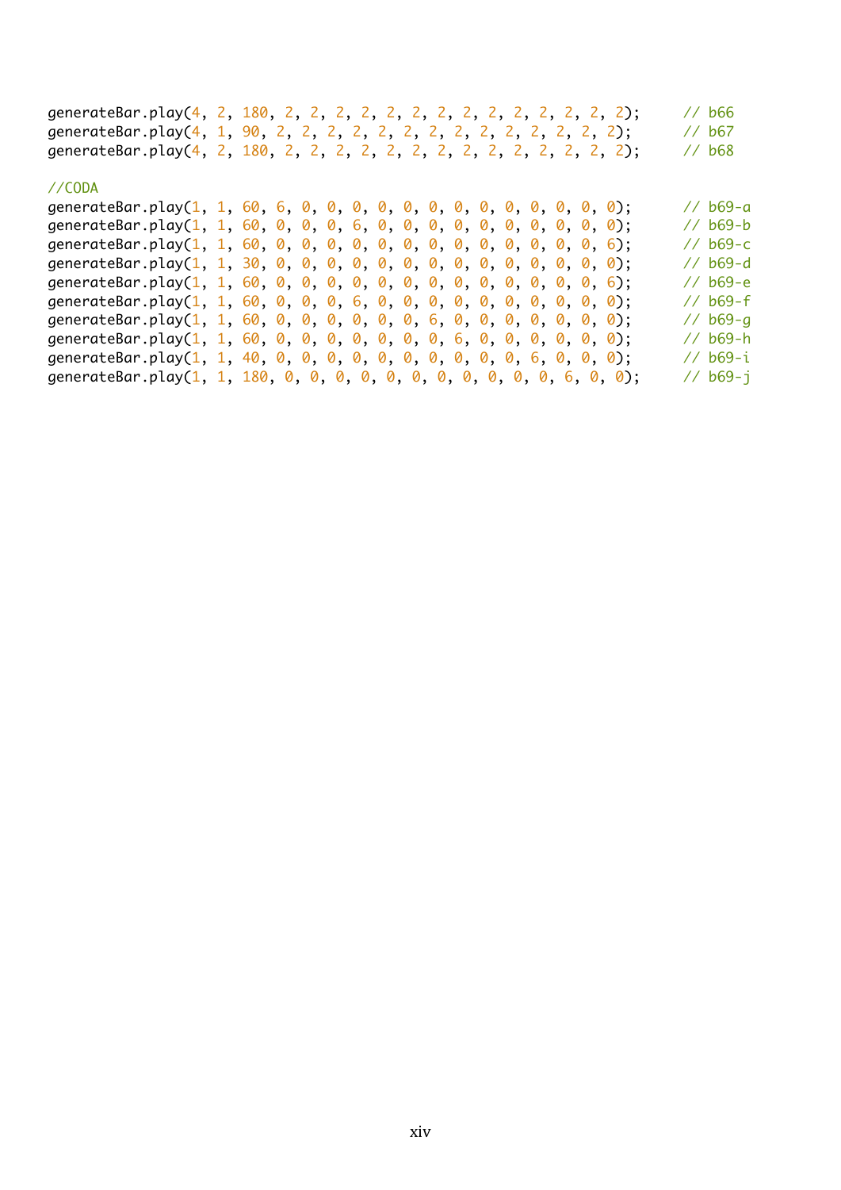```
generateBar.play(4, 2, 180, 2, 2, 2, 2, 2, 2, 2, 2, 2, 2, 2, 2, 2, 2);     // b66
generateBar.play(4, 1, 90, 2, 2, 2, 2, 2, 2, 2, 2, 2, 2, 2, 2, 2, 2);      // b67
generateBar.play(4, 2, 180, 2, 2, 2, 2, 2, 2, 2, 2, 2, 2, 2, 2, 2, 2);     // b68

//CODA
generateBar.play(1, 1, 60, 6, 0, 0, 0, 0, 0, 0, 0, 0, 0, 0, 0, 0, 0);      // b69-a
generateBar.play(1, 1, 60, 0, 0, 0, 6, 0, 0, 0, 0, 0, 0, 0, 0, 0, 0);      // b69-b
generateBar.play(1, 1, 60, 0, 0, 0, 0, 0, 0, 0, 0, 0, 0, 0, 0, 0, 6);      // b69-c
generateBar.play(1, 1, 30, 0, 0, 0, 0, 0, 0, 0, 0, 0, 0, 0, 0, 0, 0);      // b69-d
generateBar.play(1, 1, 60, 0, 0, 0, 0, 0, 0, 0, 0, 0, 0, 0, 0, 0, 6);      // b69-e
generateBar.play(1, 1, 60, 0, 0, 0, 0, 6, 0, 0, 0, 0, 0, 0, 0, 0, 0);      // b69-f
generateBar.play(1, 1, 60, 0, 0, 0, 0, 0, 0, 6, 0, 0, 0, 0, 0, 0, 0);      // b69-g
generateBar.play(1, 1, 60, 0, 0, 0, 0, 0, 0, 0, 6, 0, 0, 0, 0, 0, 0);      // b69-h
generateBar.play(1, 1, 40, 0, 0, 0, 0, 0, 0, 0, 0, 0, 0, 6, 0, 0, 0);      // b69-i
generateBar.play(1, 1, 180, 0, 0, 0, 0, 0, 0, 0, 0, 0, 0, 0, 6, 0, 0);     // b69-j
```